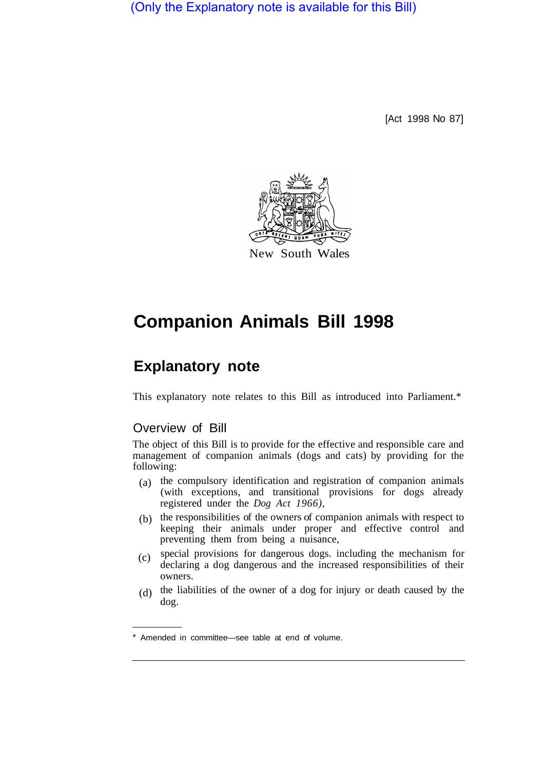(Only the Explanatory note is available for this Bill)

[Act 1998 No 87]

New South Wales

# Companion Animals Bill 1998

## Explanatory note

This explanatory note relates to this Bill as introduced into Parliament.*

### Overview of Bill

The object of this Bill is to provide for the effective and responsible care and management of companion animals (dogs and cats) by providing for the following:

(a) the compulsory identification and registration of companion animals (with exceptions, and transitional provisions for dogs already registered under the *Dog Act 1966)*,

(b) the responsibilities of the owners of companion animals with respect to keeping their animals under proper and effective control and preventing them from being a nuisance,

(c) special provisions for dangerous dogs. including the mechanism for declaring a dog dangerous and the increased responsibilities of their owners.

(d) the liabilities of the owner of a dog for injury or death caused by the dog.

---

* Amended in committee—see table at end of volume.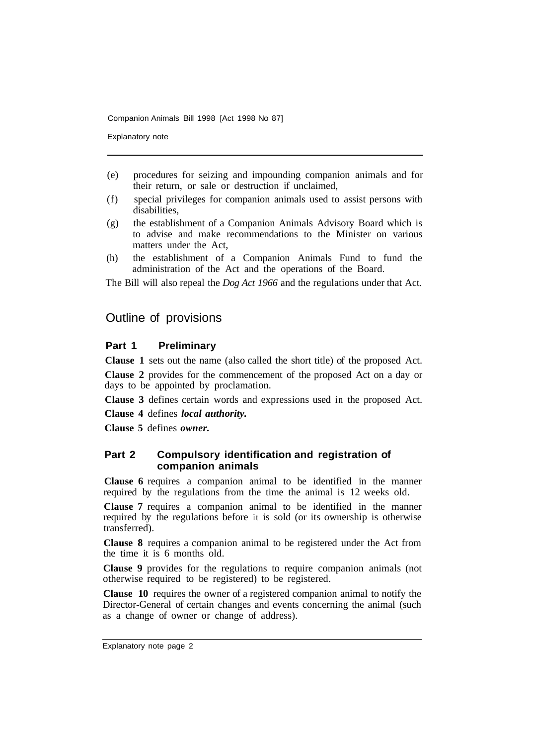(e) procedures for seizing and impounding companion animals and for their return, or sale or destruction if unclaimed,

(f) special privileges for companion animals used to assist persons with disabilities,

(g) the establishment of a Companion Animals Advisory Board which is to advise and make recommendations to the Minister on various matters under the Act,

(h) the establishment of a Companion Animals Fund to fund the administration of the Act and the operations of the Board.

The Bill will also repeal the *Dog Act 1966* and the regulations under that Act.

## Outline of provisions

### Part 1 Preliminary

**Clause 1** sets out the name (also called the short title) of the proposed Act.

**Clause 2** provides for the commencement of the proposed Act on a day or days to be appointed by proclamation.

**Clause 3** defines certain words and expressions used in the proposed Act.

**Clause 4** defines ***local authority.***

**Clause 5** defines ***owner.***

### Part 2 Compulsory identification and registration of companion animals

**Clause 6** requires a companion animal to be identified in the manner required by the regulations from the time the animal is 12 weeks old.

**Clause 7** requires a companion animal to be identified in the manner required by the regulations before it is sold (or its ownership is otherwise transferred).

**Clause 8** requires a companion animal to be registered under the Act from the time it is 6 months old.

**Clause 9** provides for the regulations to require companion animals (not otherwise required to be registered) to be registered.

**Clause 10** requires the owner of a registered companion animal to notify the Director-General of certain changes and events concerning the animal (such as a change of owner or change of address).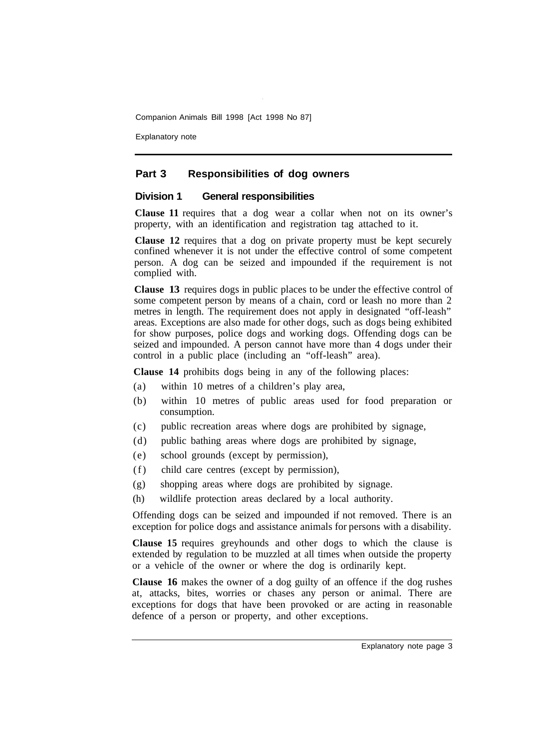## Part 3 Responsibilities of dog owners

### Division 1 General responsibilities

**Clause 11** requires that a dog wear a collar when not on its owner's property, with an identification and registration tag attached to it.

**Clause 12** requires that a dog on private property must be kept securely confined whenever it is not under the effective control of some competent person. A dog can be seized and impounded if the requirement is not complied with.

**Clause 13** requires dogs in public places to be under the effective control of some competent person by means of a chain, cord or leash no more than 2 metres in length. The requirement does not apply in designated "off-leash" areas. Exceptions are also made for other dogs, such as dogs being exhibited for show purposes, police dogs and working dogs. Offending dogs can be seized and impounded. A person cannot have more than 4 dogs under their control in a public place (including an "off-leash" area).

**Clause 14** prohibits dogs being in any of the following places:

(a) within 10 metres of a children's play area,

(b) within 10 metres of public areas used for food preparation or consumption.

(c) public recreation areas where dogs are prohibited by signage,

(d) public bathing areas where dogs are prohibited by signage,

(e) school grounds (except by permission),

(f) child care centres (except by permission),

(g) shopping areas where dogs are prohibited by signage.

(h) wildlife protection areas declared by a local authority.

Offending dogs can be seized and impounded if not removed. There is an exception for police dogs and assistance animals for persons with a disability.

**Clause 15** requires greyhounds and other dogs to which the clause is extended by regulation to be muzzled at all times when outside the property or a vehicle of the owner or where the dog is ordinarily kept.

**Clause 16** makes the owner of a dog guilty of an offence if the dog rushes at, attacks, bites, worries or chases any person or animal. There are exceptions for dogs that have been provoked or are acting in reasonable defence of a person or property, and other exceptions.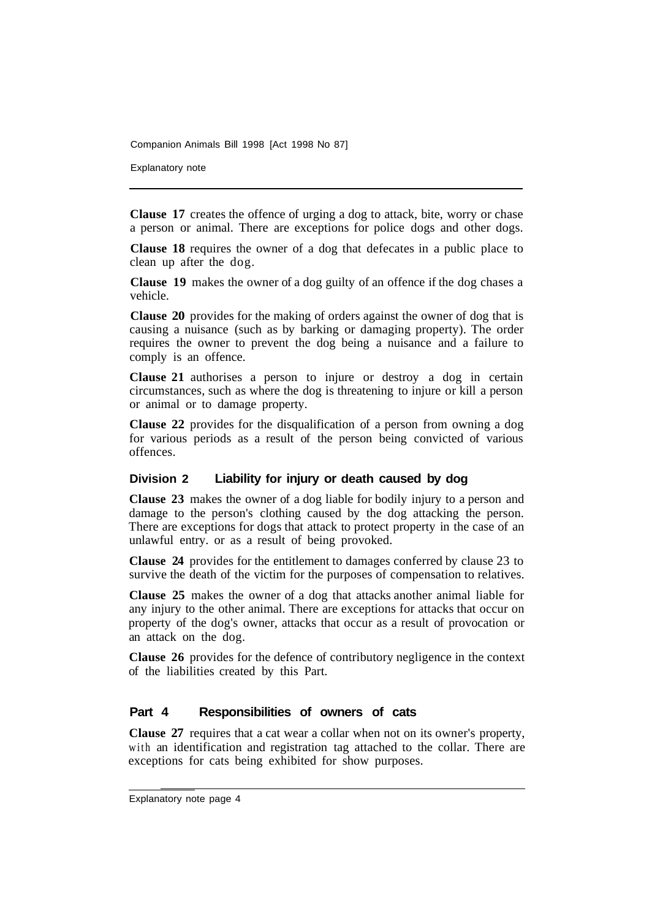**Clause 17** creates the offence of urging a dog to attack, bite, worry or chase a person or animal. There are exceptions for police dogs and other dogs.

**Clause 18** requires the owner of a dog that defecates in a public place to clean up after the dog.

**Clause 19** makes the owner of a dog guilty of an offence if the dog chases a vehicle.

**Clause 20** provides for the making of orders against the owner of dog that is causing a nuisance (such as by barking or damaging property). The order requires the owner to prevent the dog being a nuisance and a failure to comply is an offence.

**Clause 21** authorises a person to injure or destroy a dog in certain circumstances, such as where the dog is threatening to injure or kill a person or animal or to damage property.

**Clause 22** provides for the disqualification of a person from owning a dog for various periods as a result of the person being convicted of various offences.

### Division 2 Liability for injury or death caused by dog

**Clause 23** makes the owner of a dog liable for bodily injury to a person and damage to the person's clothing caused by the dog attacking the person. There are exceptions for dogs that attack to protect property in the case of an unlawful entry. or as a result of being provoked.

**Clause 24** provides for the entitlement to damages conferred by clause 23 to survive the death of the victim for the purposes of compensation to relatives.

**Clause 25** makes the owner of a dog that attacks another animal liable for any injury to the other animal. There are exceptions for attacks that occur on property of the dog's owner, attacks that occur as a result of provocation or an attack on the dog.

**Clause 26** provides for the defence of contributory negligence in the context of the liabilities created by this Part.

## Part 4 Responsibilities of owners of cats

**Clause 27** requires that a cat wear a collar when not on its owner's property, with an identification and registration tag attached to the collar. There are exceptions for cats being exhibited for show purposes.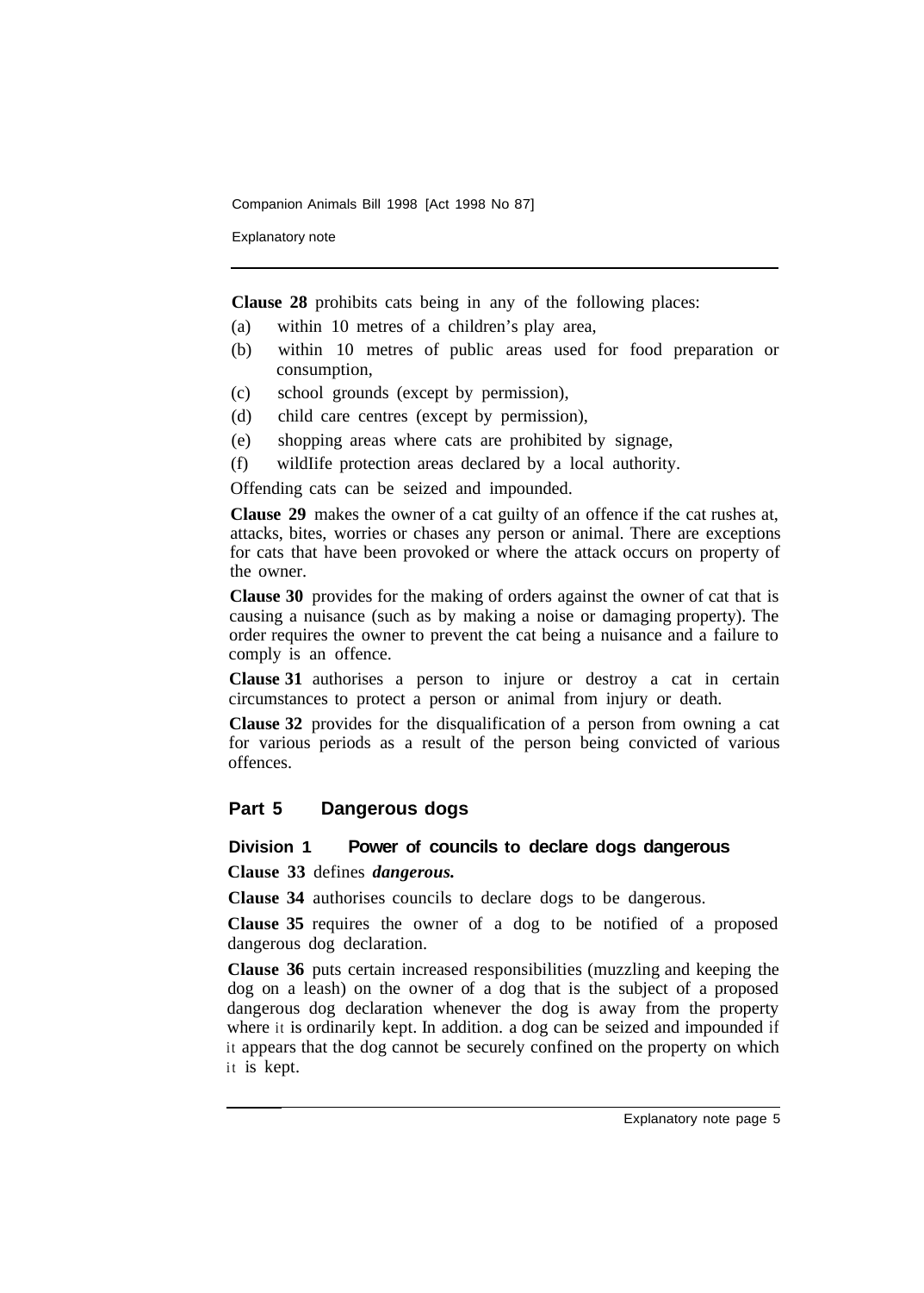**Clause 28** prohibits cats being in any of the following places:

(a) within 10 metres of a children's play area,

(b) within 10 metres of public areas used for food preparation or consumption,

(c) school grounds (except by permission),

(d) child care centres (except by permission),

(e) shopping areas where cats are prohibited by signage,

(f) wildlife protection areas declared by a local authority.

Offending cats can be seized and impounded.

**Clause 29** makes the owner of a cat guilty of an offence if the cat rushes at, attacks, bites, worries or chases any person or animal. There are exceptions for cats that have been provoked or where the attack occurs on property of the owner.

**Clause 30** provides for the making of orders against the owner of cat that is causing a nuisance (such as by making a noise or damaging property). The order requires the owner to prevent the cat being a nuisance and a failure to comply is an offence.

**Clause 31** authorises a person to injure or destroy a cat in certain circumstances to protect a person or animal from injury or death.

**Clause 32** provides for the disqualification of a person from owning a cat for various periods as a result of the person being convicted of various offences.

## Part 5 Dangerous dogs

### Division 1 Power of councils to declare dogs dangerous

**Clause 33** defines ***dangerous.***

**Clause 34** authorises councils to declare dogs to be dangerous.

**Clause 35** requires the owner of a dog to be notified of a proposed dangerous dog declaration.

**Clause 36** puts certain increased responsibilities (muzzling and keeping the dog on a leash) on the owner of a dog that is the subject of a proposed dangerous dog declaration whenever the dog is away from the property where it is ordinarily kept. In addition. a dog can be seized and impounded if it appears that the dog cannot be securely confined on the property on which it is kept.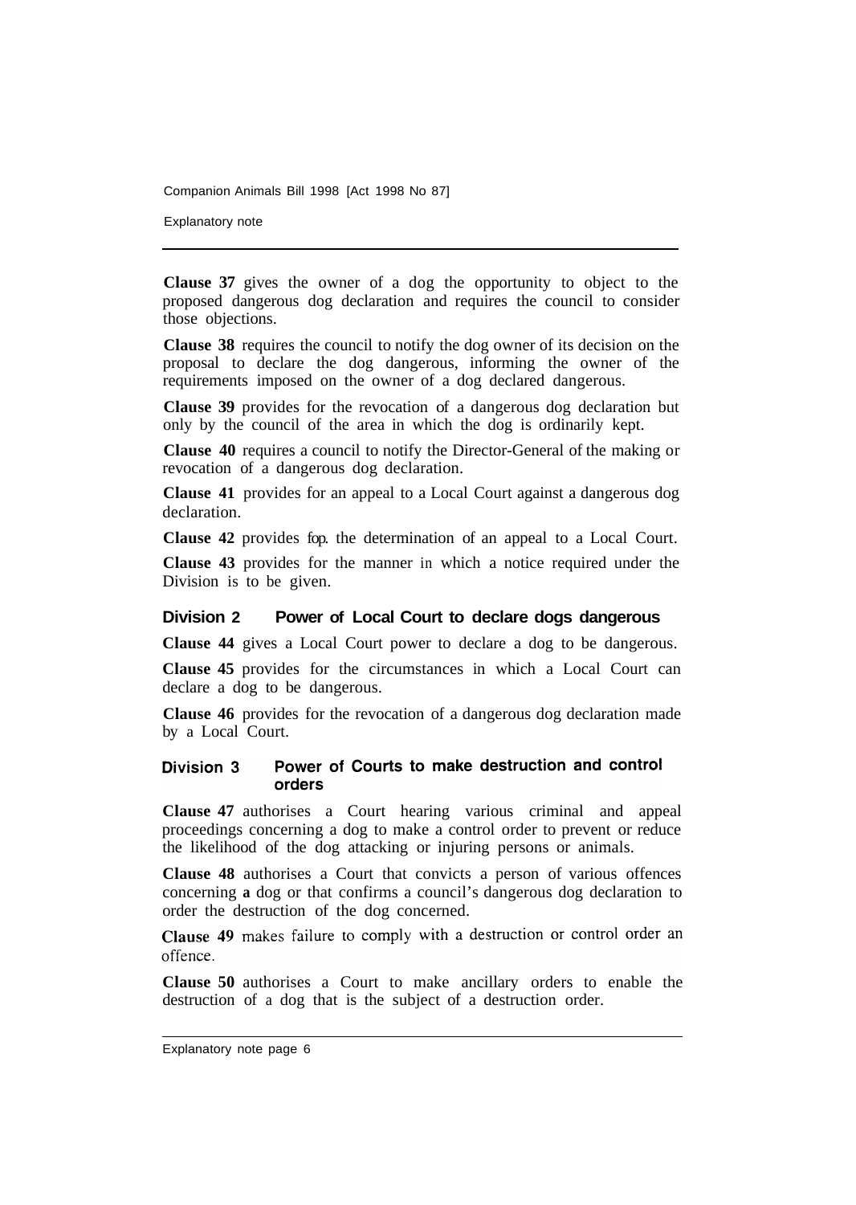**Clause 37** gives the owner of a dog the opportunity to object to the proposed dangerous dog declaration and requires the council to consider those objections.

**Clause 38** requires the council to notify the dog owner of its decision on the proposal to declare the dog dangerous, informing the owner of the requirements imposed on the owner of a dog declared dangerous.

**Clause 39** provides for the revocation of a dangerous dog declaration but only by the council of the area in which the dog is ordinarily kept.

**Clause 40** requires a council to notify the Director-General of the making or revocation of a dangerous dog declaration.

**Clause 41** provides for an appeal to a Local Court against a dangerous dog declaration.

**Clause 42** provides fop. the determination of an appeal to a Local Court.

**Clause 43** provides for the manner in which a notice required under the Division is to be given.

## Division 2 Power of Local Court to declare dogs dangerous

**Clause 44** gives a Local Court power to declare a dog to be dangerous.

**Clause 45** provides for the circumstances in which a Local Court can declare a dog to be dangerous.

**Clause 46** provides for the revocation of a dangerous dog declaration made by a Local Court.

## Division 3 Power of Courts to make destruction and control orders

**Clause 47** authorises a Court hearing various criminal and appeal proceedings concerning a dog to make a control order to prevent or reduce the likelihood of the dog attacking or injuring persons or animals.

**Clause 48** authorises a Court that convicts a person of various offences concerning **a** dog or that confirms a council's dangerous dog declaration to order the destruction of the dog concerned.

**Clause 49** makes failure to comply with a destruction or control order an offence.

**Clause 50** authorises a Court to make ancillary orders to enable the destruction of a dog that is the subject of a destruction order.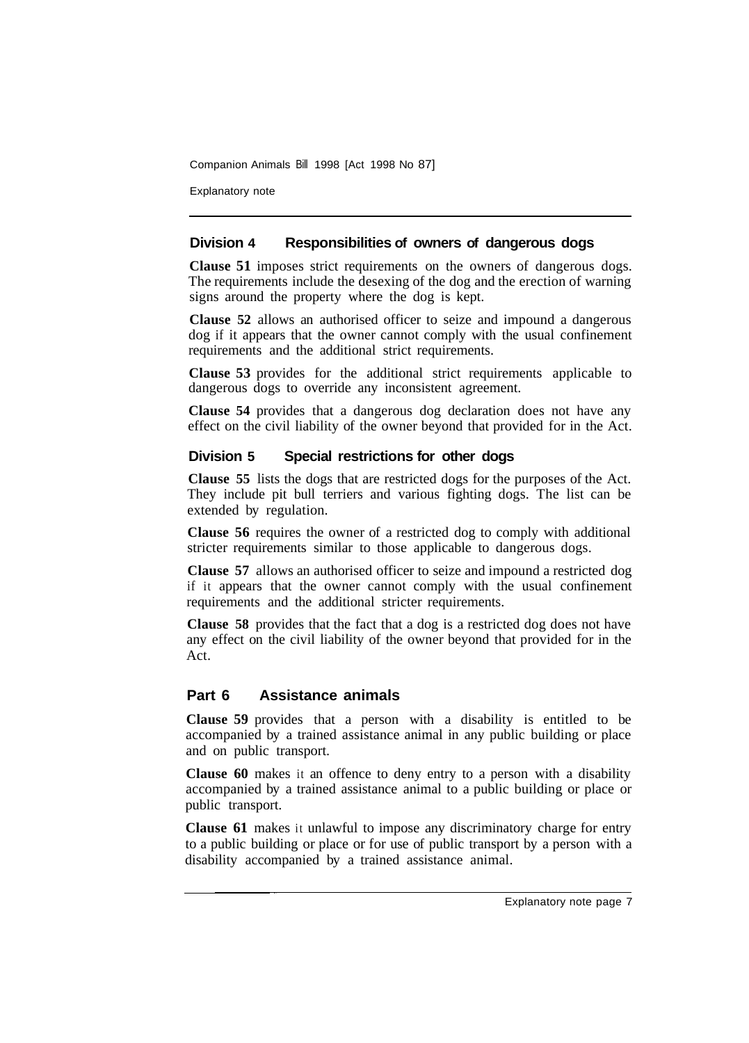### Division 4 Responsibilities of owners of dangerous dogs

**Clause 51** imposes strict requirements on the owners of dangerous dogs. The requirements include the desexing of the dog and the erection of warning signs around the property where the dog is kept.

**Clause 52** allows an authorised officer to seize and impound a dangerous dog if it appears that the owner cannot comply with the usual confinement requirements and the additional strict requirements.

**Clause 53** provides for the additional strict requirements applicable to dangerous dogs to override any inconsistent agreement.

**Clause 54** provides that a dangerous dog declaration does not have any effect on the civil liability of the owner beyond that provided for in the Act.

### Division 5 Special restrictions for other dogs

**Clause 55** lists the dogs that are restricted dogs for the purposes of the Act. They include pit bull terriers and various fighting dogs. The list can be extended by regulation.

**Clause 56** requires the owner of a restricted dog to comply with additional stricter requirements similar to those applicable to dangerous dogs.

**Clause 57** allows an authorised officer to seize and impound a restricted dog if it appears that the owner cannot comply with the usual confinement requirements and the additional stricter requirements.

**Clause 58** provides that the fact that a dog is a restricted dog does not have any effect on the civil liability of the owner beyond that provided for in the Act.

## Part 6 Assistance animals

**Clause 59** provides that a person with a disability is entitled to be accompanied by a trained assistance animal in any public building or place and on public transport.

**Clause 60** makes it an offence to deny entry to a person with a disability accompanied by a trained assistance animal to a public building or place or public transport.

**Clause 61** makes it unlawful to impose any discriminatory charge for entry to a public building or place or for use of public transport by a person with a disability accompanied by a trained assistance animal.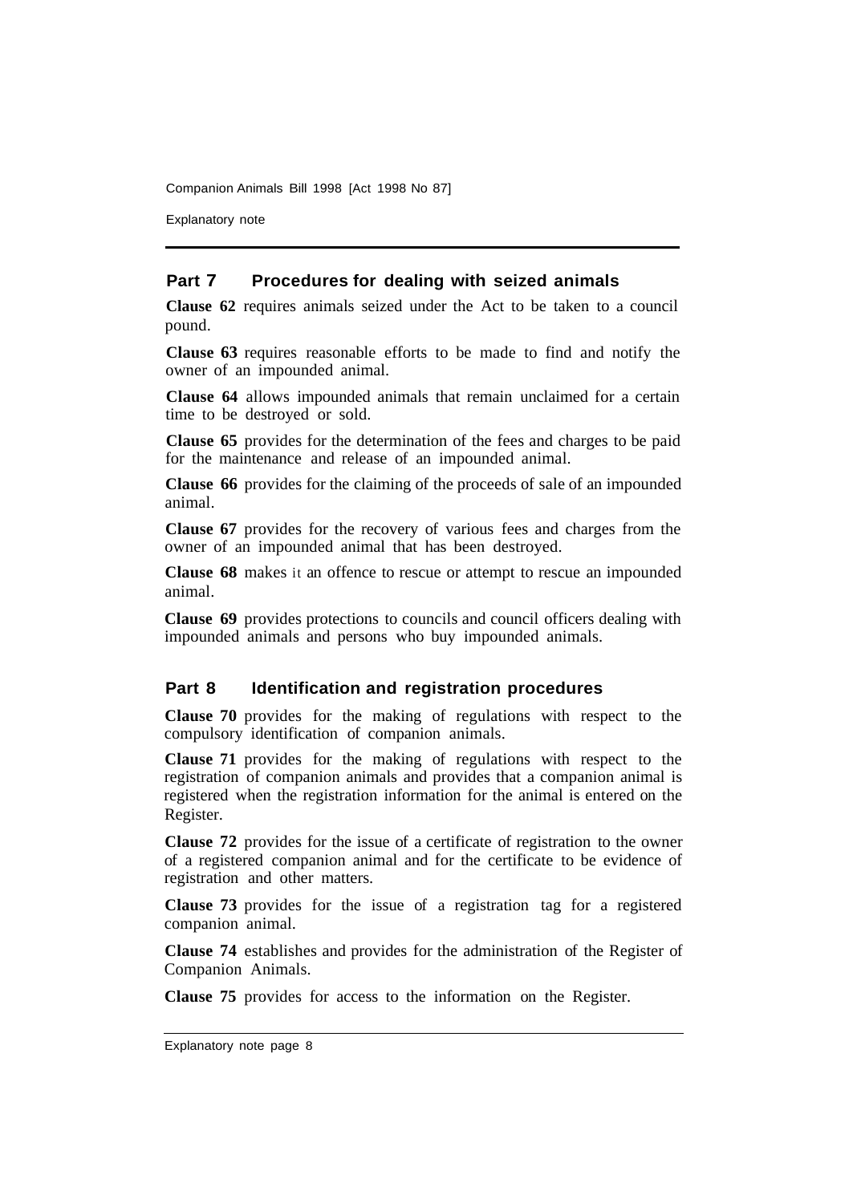## Part 7 Procedures for dealing with seized animals

**Clause 62** requires animals seized under the Act to be taken to a council pound.

**Clause 63** requires reasonable efforts to be made to find and notify the owner of an impounded animal.

**Clause 64** allows impounded animals that remain unclaimed for a certain time to be destroyed or sold.

**Clause 65** provides for the determination of the fees and charges to be paid for the maintenance and release of an impounded animal.

**Clause 66** provides for the claiming of the proceeds of sale of an impounded animal.

**Clause 67** provides for the recovery of various fees and charges from the owner of an impounded animal that has been destroyed.

**Clause 68** makes it an offence to rescue or attempt to rescue an impounded animal.

**Clause 69** provides protections to councils and council officers dealing with impounded animals and persons who buy impounded animals.

## Part 8 Identification and registration procedures

**Clause 70** provides for the making of regulations with respect to the compulsory identification of companion animals.

**Clause 71** provides for the making of regulations with respect to the registration of companion animals and provides that a companion animal is registered when the registration information for the animal is entered on the Register.

**Clause 72** provides for the issue of a certificate of registration to the owner of a registered companion animal and for the certificate to be evidence of registration and other matters.

**Clause 73** provides for the issue of a registration tag for a registered companion animal.

**Clause 74** establishes and provides for the administration of the Register of Companion Animals.

**Clause 75** provides for access to the information on the Register.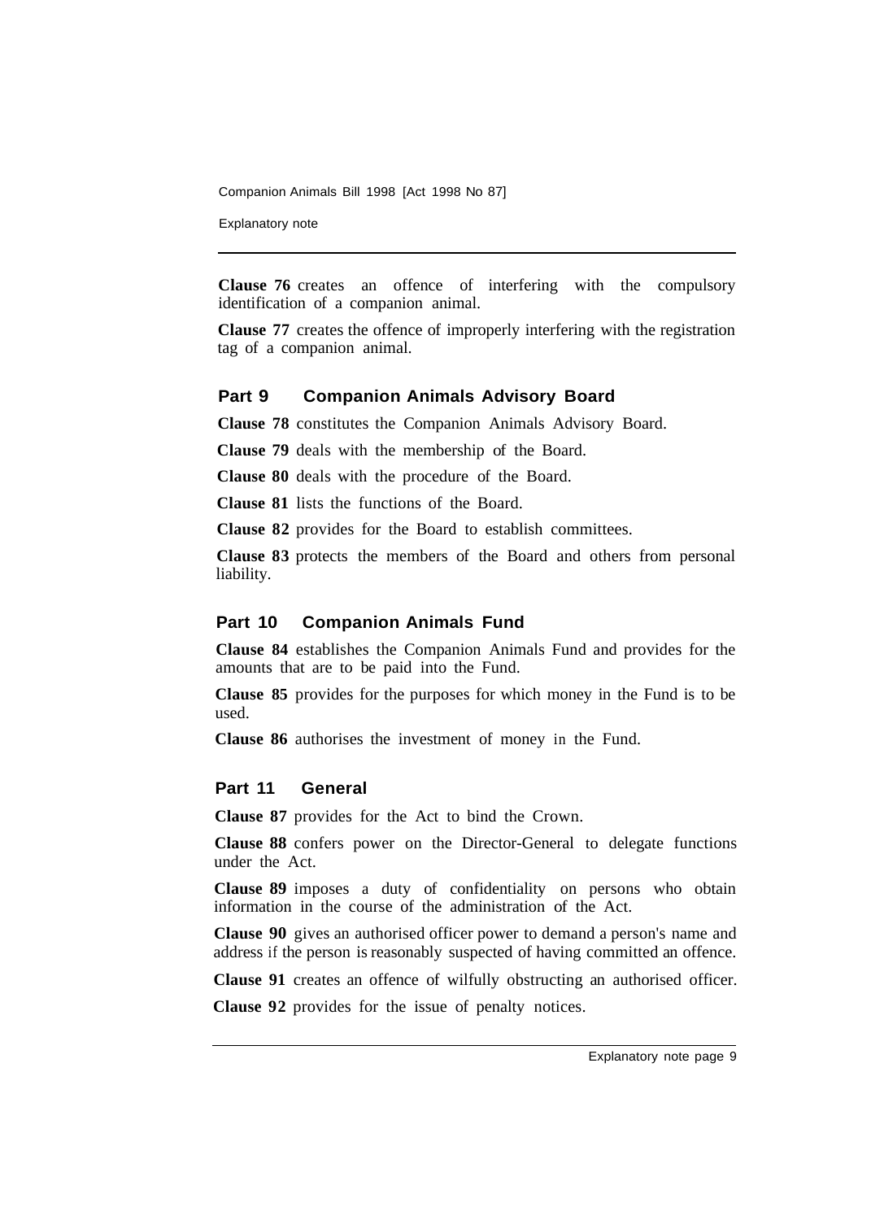**Clause 76** creates an offence of interfering with the compulsory identification of a companion animal.

**Clause 77** creates the offence of improperly interfering with the registration tag of a companion animal.

## Part 9 Companion Animals Advisory Board

**Clause 78** constitutes the Companion Animals Advisory Board.

**Clause 79** deals with the membership of the Board.

**Clause 80** deals with the procedure of the Board.

**Clause 81** lists the functions of the Board.

**Clause 82** provides for the Board to establish committees.

**Clause 83** protects the members of the Board and others from personal liability.

## Part 10 Companion Animals Fund

**Clause 84** establishes the Companion Animals Fund and provides for the amounts that are to be paid into the Fund.

**Clause 85** provides for the purposes for which money in the Fund is to be used.

**Clause 86** authorises the investment of money in the Fund.

## Part 11 General

**Clause 87** provides for the Act to bind the Crown.

**Clause 88** confers power on the Director-General to delegate functions under the Act.

**Clause 89** imposes a duty of confidentiality on persons who obtain information in the course of the administration of the Act.

**Clause 90** gives an authorised officer power to demand a person's name and address if the person is reasonably suspected of having committed an offence.

**Clause 91** creates an offence of wilfully obstructing an authorised officer.

**Clause 92** provides for the issue of penalty notices.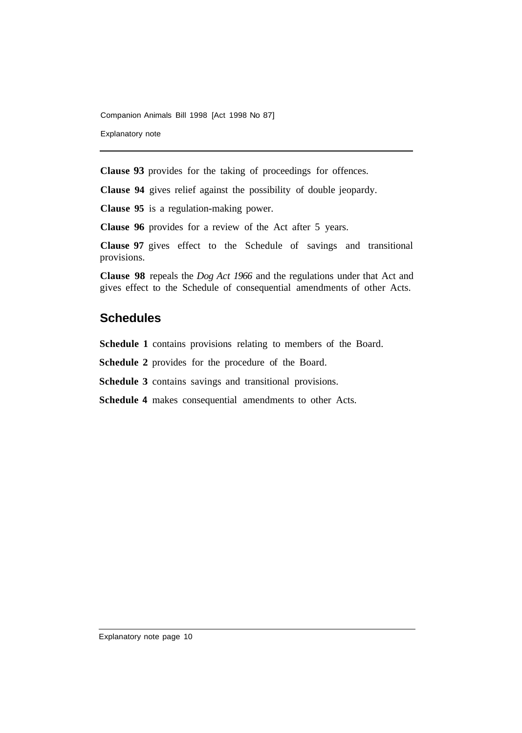**Clause 93** provides for the taking of proceedings for offences.

**Clause 94** gives relief against the possibility of double jeopardy.

**Clause 95** is a regulation-making power.

**Clause 96** provides for a review of the Act after 5 years.

**Clause 97** gives effect to the Schedule of savings and transitional provisions.

**Clause 98** repeals the *Dog Act 1966* and the regulations under that Act and gives effect to the Schedule of consequential amendments of other Acts.

## Schedules

**Schedule 1** contains provisions relating to members of the Board.

**Schedule 2** provides for the procedure of the Board.

**Schedule 3** contains savings and transitional provisions.

**Schedule 4** makes consequential amendments to other Acts.